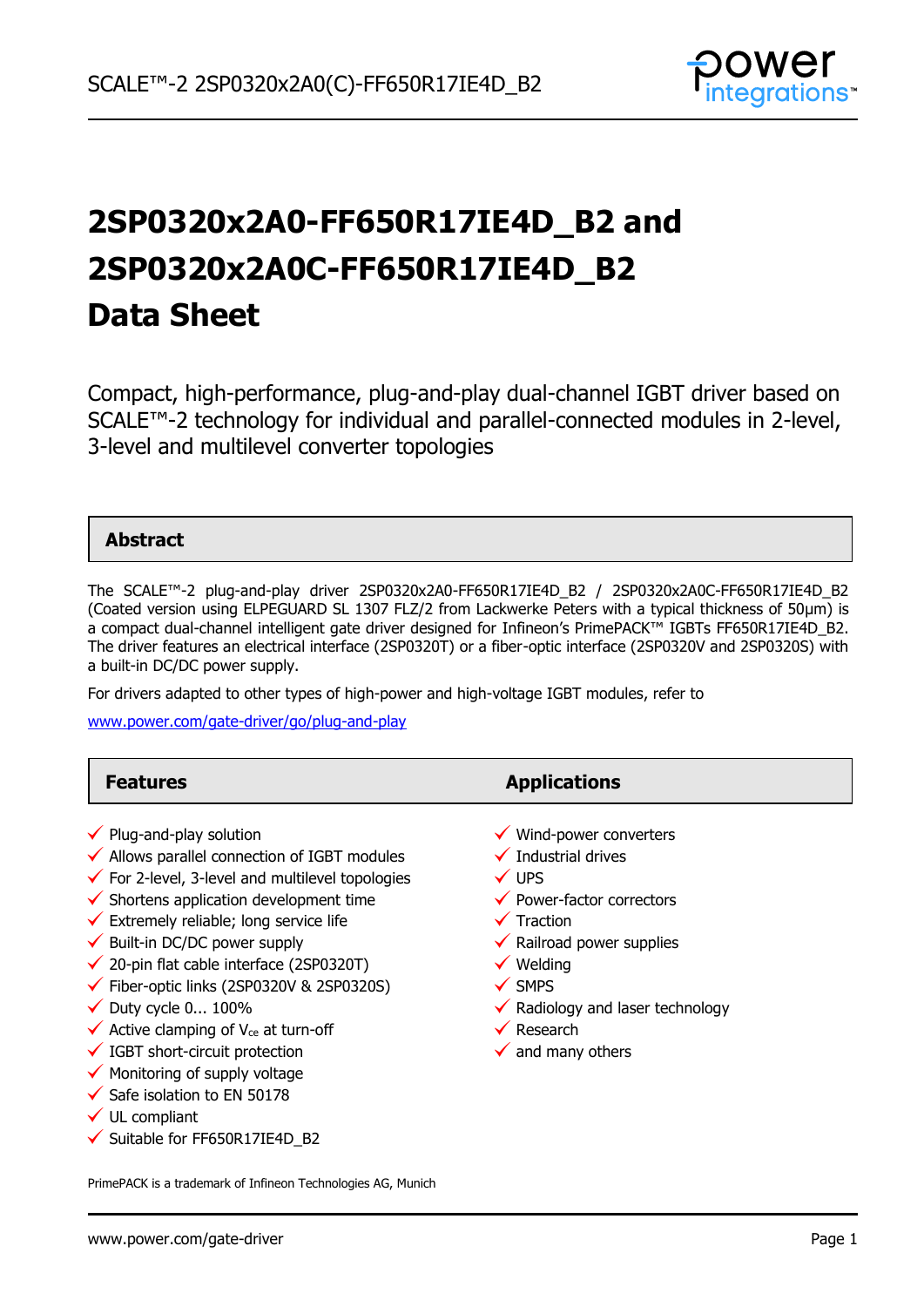# 2SP0320x2A0-FF650R17IE4D_B2 and 2SP0320x2A0C-FF650R17IE4D_B2 Data Sheet

Compact, high-performance, plug-and-play dual-channel IGBT driver based on SCALE™-2 technology for individual and parallel-connected modules in 2-level, 3-level and multilevel converter topologies

## Abstract

The SCALE™-2 plug-and-play driver 2SP0320x2A0-FF650R17IE4D_B2 / 2SP0320x2A0C-FF650R17IE4D_B2 (Coated version using ELPEGUARD SL 1307 FLZ/2 from Lackwerke Peters with a typical thickness of 50µm) is a compact dual-channel intelligent gate driver designed for Infineon's PrimePACK™ IGBTs FF650R17IE4D_B2. The driver features an electrical interface (2SP0320T) or a fiber-optic interface (2SP0320V and 2SP0320S) with a built-in DC/DC power supply.

For drivers adapted to other types of high-power and high-voltage IGBT modules, refer to

www.power.com/gate-driver/go/plug-and-play

## Features

- ✓ Plug-and-play solution
- ✓ Allows parallel connection of IGBT modules
- ✓ For 2-level, 3-level and multilevel topologies
- ✓ Shortens application development time
- ✓ Extremely reliable; long service life
- ✓ Built-in DC/DC power supply
- ✓ 20-pin flat cable interface (2SP0320T)
- ✓ Fiber-optic links (2SP0320V & 2SP0320S)
- ✓ Duty cycle 0... 100%
- ✓ Active clamping of $V_{ce}$ at turn-off
- ✓ IGBT short-circuit protection
- ✓ Monitoring of supply voltage
- ✓ Safe isolation to EN 50178
- ✓ UL compliant
- ✓ Suitable for FF650R17IE4D_B2

## Applications

- ✓ Wind-power converters
- ✓ Industrial drives
- ✓ UPS
- ✓ Power-factor correctors
- ✓ Traction
- ✓ Railroad power supplies
- ✓ Welding
- ✓ SMPS
- ✓ Radiology and laser technology
- ✓ Research
- ✓ and many others

PrimePACK is a trademark of Infineon Technologies AG, Munich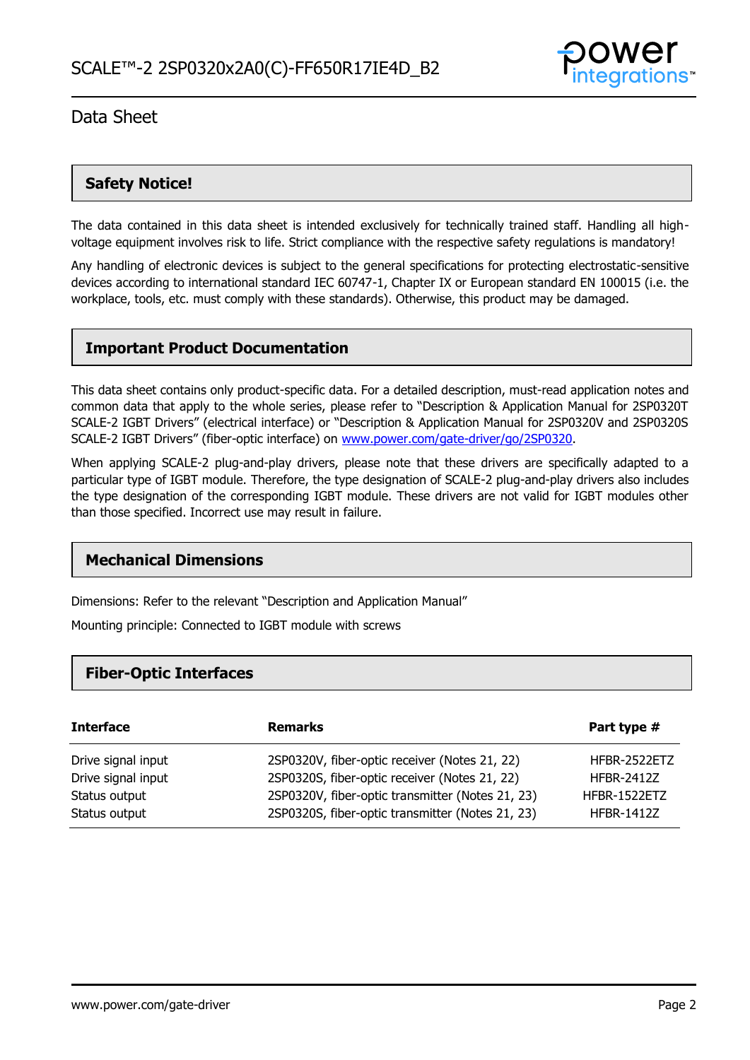## Safety Notice!

The data contained in this data sheet is intended exclusively for technically trained staff. Handling all high-voltage equipment involves risk to life. Strict compliance with the respective safety regulations is mandatory!

Any handling of electronic devices is subject to the general specifications for protecting electrostatic-sensitive devices according to international standard IEC 60747-1, Chapter IX or European standard EN 100015 (i.e. the workplace, tools, etc. must comply with these standards). Otherwise, this product may be damaged.

## Important Product Documentation

This data sheet contains only product-specific data. For a detailed description, must-read application notes and common data that apply to the whole series, please refer to "Description & Application Manual for 2SP0320T SCALE-2 IGBT Drivers" (electrical interface) or "Description & Application Manual for 2SP0320V and 2SP0320S SCALE-2 IGBT Drivers" (fiber-optic interface) on www.power.com/gate-driver/go/2SP0320.

When applying SCALE-2 plug-and-play drivers, please note that these drivers are specifically adapted to a particular type of IGBT module. Therefore, the type designation of SCALE-2 plug-and-play drivers also includes the type designation of the corresponding IGBT module. These drivers are not valid for IGBT modules other than those specified. Incorrect use may result in failure.

## Mechanical Dimensions

Dimensions: Refer to the relevant "Description and Application Manual"

Mounting principle: Connected to IGBT module with screws

## Fiber-Optic Interfaces

| Interface | Remarks | Part type # |
|---|---|---|
| Drive signal input | 2SP0320V, fiber-optic receiver (Notes 21, 22) | HFBR-2522ETZ |
| Drive signal input | 2SP0320S, fiber-optic receiver (Notes 21, 22) | HFBR-2412Z |
| Status output | 2SP0320V, fiber-optic transmitter (Notes 21, 23) | HFBR-1522ETZ |
| Status output | 2SP0320S, fiber-optic transmitter (Notes 21, 23) | HFBR-1412Z |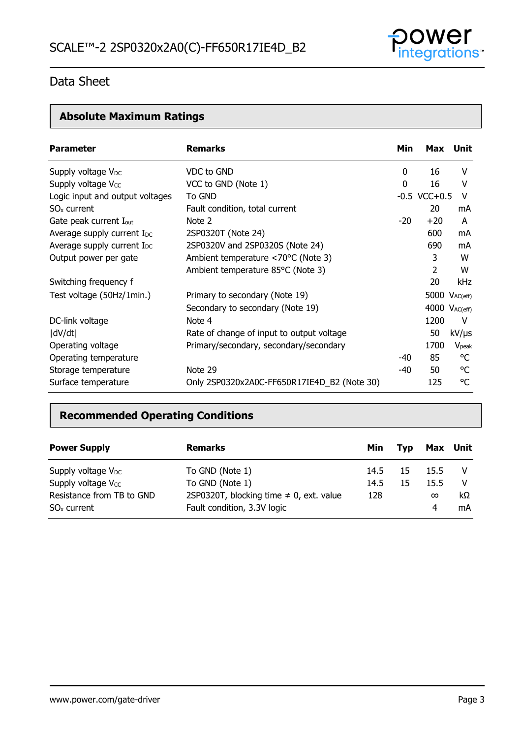## Absolute Maximum Ratings

| Parameter | Remarks | Min | Max | Unit |
|---|---|---|---|---|
| Supply voltage $V_{DC}$ | VDC to GND | 0 | 16 | V |
| Supply voltage $V_{CC}$ | VCC to GND (Note 1) | 0 | 16 | V |
| Logic input and output voltages | To GND | -0.5 | VCC+0.5 | V |
| $SO_x$ current | Fault condition, total current | | 20 | mA |
| Gate peak current $I_{out}$ | Note 2 | -20 | +20 | A |
| Average supply current $I_{DC}$ | 2SP0320T (Note 24) | | 600 | mA |
| Average supply current $I_{DC}$ | 2SP0320V and 2SP0320S (Note 24) | | 690 | mA |
| Output power per gate | Ambient temperature <70°C (Note 3) | | 3 | W |
| | Ambient temperature 85°C (Note 3) | | 2 | W |
| Switching frequency f | | | 20 | kHz |
| Test voltage (50Hz/1min.) | Primary to secondary (Note 19) | | 5000 | $V_{AC(eff)}$ |
| | Secondary to secondary (Note 19) | | 4000 | $V_{AC(eff)}$ |
| DC-link voltage | Note 4 | | 1200 | V |
| \|dV/dt\| | Rate of change of input to output voltage | | 50 | kV/µs |
| Operating voltage | Primary/secondary, secondary/secondary | | 1700 | $V_{peak}$ |
| Operating temperature | | -40 | 85 | °C |
| Storage temperature | Note 29 | -40 | 50 | °C |
| Surface temperature | Only 2SP0320x2A0C-FF650R17IE4D_B2 (Note 30) | | 125 | °C |

## Recommended Operating Conditions

| Power Supply | Remarks | Min | Typ | Max | Unit |
|---|---|---|---|---|---|
| Supply voltage $V_{DC}$ | To GND (Note 1) | 14.5 | 15 | 15.5 | V |
| Supply voltage $V_{CC}$ | To GND (Note 1) | 14.5 | 15 | 15.5 | V |
| Resistance from TB to GND | 2SP0320T, blocking time ≠ 0, ext. value | 128 | | ∞ | kΩ |
| $SO_x$ current | Fault condition, 3.3V logic | | | 4 | mA |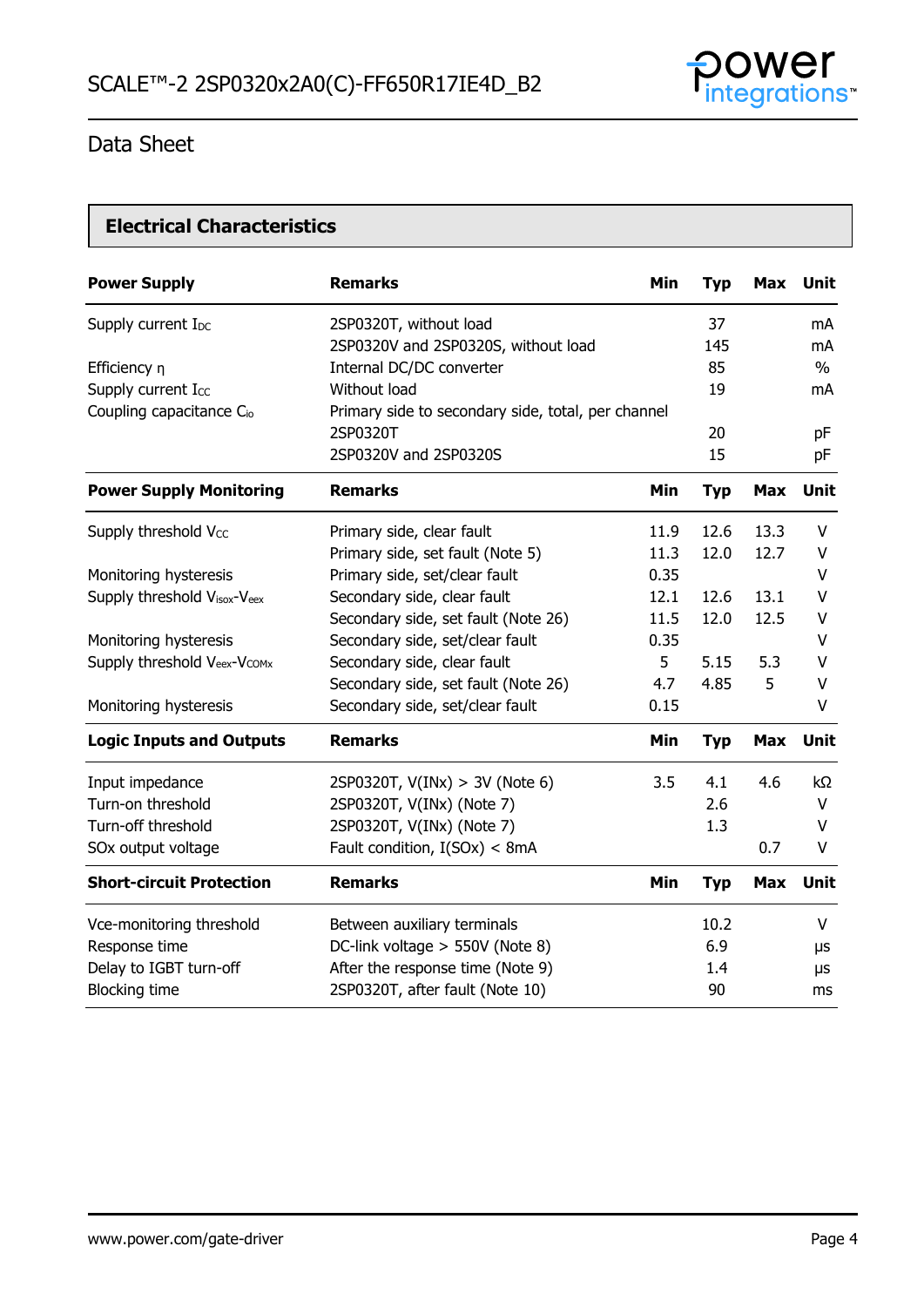## Data Sheet

### Electrical Characteristics

| Power Supply | Remarks | Min | Typ | Max | Unit |
|---|---|---|---|---|---|
| Supply current $I_{DC}$ | 2SP0320T, without load | | 37 | | mA |
| | 2SP0320V and 2SP0320S, without load | | 145 | | mA |
| Efficiency η | Internal DC/DC converter | | 85 | | % |
| Supply current $I_{CC}$ | Without load | | 19 | | mA |
| Coupling capacitance $C_{io}$ | Primary side to secondary side, total, per channel | | | | |
| | 2SP0320T | | 20 | | pF |
| | 2SP0320V and 2SP0320S | | 15 | | pF |

| Power Supply Monitoring | Remarks | Min | Typ | Max | Unit |
|---|---|---|---|---|---|
| Supply threshold $V_{CC}$ | Primary side, clear fault | 11.9 | 12.6 | 13.3 | V |
| | Primary side, set fault (Note 5) | 11.3 | 12.0 | 12.7 | V |
| Monitoring hysteresis | Primary side, set/clear fault | 0.35 | | | V |
| Supply threshold $V_{isox}$-$V_{eex}$ | Secondary side, clear fault | 12.1 | 12.6 | 13.1 | V |
| | Secondary side, set fault (Note 26) | 11.5 | 12.0 | 12.5 | V |
| Monitoring hysteresis | Secondary side, set/clear fault | 0.35 | | | V |
| Supply threshold $V_{eex}$-$V_{COMx}$ | Secondary side, clear fault | 5 | 5.15 | 5.3 | V |
| | Secondary side, set fault (Note 26) | 4.7 | 4.85 | 5 | V |
| Monitoring hysteresis | Secondary side, set/clear fault | 0.15 | | | V |

| Logic Inputs and Outputs | Remarks | Min | Typ | Max | Unit |
|---|---|---|---|---|---|
| Input impedance | 2SP0320T, V(INx) > 3V (Note 6) | 3.5 | 4.1 | 4.6 | kΩ |
| Turn-on threshold | 2SP0320T, V(INx) (Note 7) | | 2.6 | | V |
| Turn-off threshold | 2SP0320T, V(INx) (Note 7) | | 1.3 | | V |
| SOx output voltage | Fault condition, I(SOx) < 8mA | | | 0.7 | V |

| Short-circuit Protection | Remarks | Min | Typ | Max | Unit |
|---|---|---|---|---|---|
| Vce-monitoring threshold | Between auxiliary terminals | | 10.2 | | V |
| Response time | DC-link voltage > 550V (Note 8) | | 6.9 | | µs |
| Delay to IGBT turn-off | After the response time (Note 9) | | 1.4 | | µs |
| Blocking time | 2SP0320T, after fault (Note 10) | | 90 | | ms |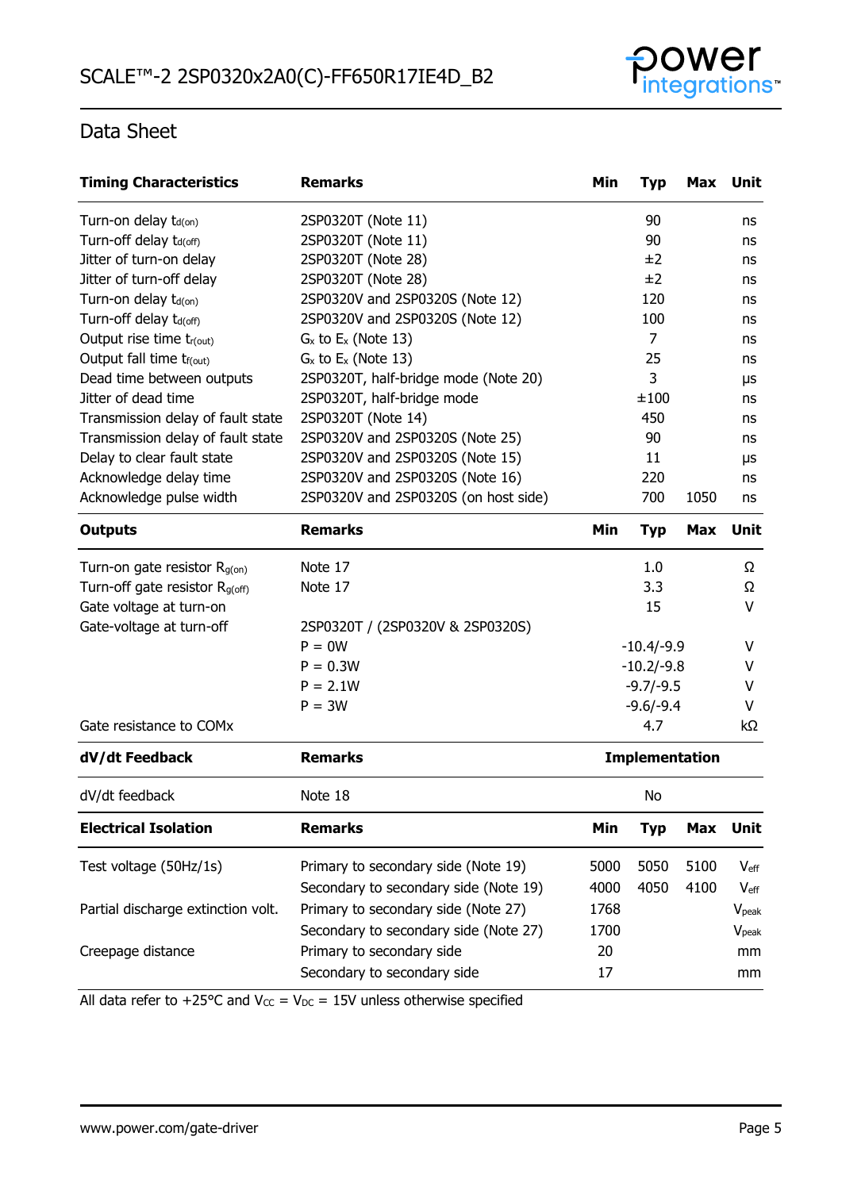## Data Sheet

| Timing Characteristics | Remarks | Min | Typ | Max | Unit |
|---|---|---|---|---|---|
| Turn-on delay $t_{d(on)}$ | 2SP0320T (Note 11) | | 90 | | ns |
| Turn-off delay $t_{d(off)}$ | 2SP0320T (Note 11) | | 90 | | ns |
| Jitter of turn-on delay | 2SP0320T (Note 28) | | ±2 | | ns |
| Jitter of turn-off delay | 2SP0320T (Note 28) | | ±2 | | ns |
| Turn-on delay $t_{d(on)}$ | 2SP0320V and 2SP0320S (Note 12) | | 120 | | ns |
| Turn-off delay $t_{d(off)}$ | 2SP0320V and 2SP0320S (Note 12) | | 100 | | ns |
| Output rise time $t_{r(out)}$ | $G_x$ to $E_x$ (Note 13) | | 7 | | ns |
| Output fall time $t_{f(out)}$ | $G_x$ to $E_x$ (Note 13) | | 25 | | ns |
| Dead time between outputs | 2SP0320T, half-bridge mode (Note 20) | | 3 | | µs |
| Jitter of dead time | 2SP0320T, half-bridge mode | | ±100 | | ns |
| Transmission delay of fault state | 2SP0320T (Note 14) | | 450 | | ns |
| Transmission delay of fault state | 2SP0320V and 2SP0320S (Note 25) | | 90 | | ns |
| Delay to clear fault state | 2SP0320V and 2SP0320S (Note 15) | | 11 | | µs |
| Acknowledge delay time | 2SP0320V and 2SP0320S (Note 16) | | 220 | | ns |
| Acknowledge pulse width | 2SP0320V and 2SP0320S (on host side) | | 700 | 1050 | ns |

| Outputs | Remarks | Min | Typ | Max | Unit |
|---|---|---|---|---|---|
| Turn-on gate resistor $R_{g(on)}$ | Note 17 | | 1.0 | | Ω |
| Turn-off gate resistor $R_{g(off)}$ | Note 17 | | 3.3 | | Ω |
| Gate voltage at turn-on | | | 15 | | V |
| Gate-voltage at turn-off | 2SP0320T / (2SP0320V & 2SP0320S) | | | | |
| | P = 0W | | -10.4/-9.9 | | V |
| | P = 0.3W | | -10.2/-9.8 | | V |
| | P = 2.1W | | -9.7/-9.5 | | V |
| | P = 3W | | -9.6/-9.4 | | V |
| Gate resistance to COMx | | | 4.7 | | kΩ |

| dV/dt Feedback | Remarks | Implementation |
|---|---|---|
| dV/dt feedback | Note 18 | No |

| Electrical Isolation | Remarks | Min | Typ | Max | Unit |
|---|---|---|---|---|---|
| Test voltage (50Hz/1s) | Primary to secondary side (Note 19) | 5000 | 5050 | 5100 | $V_{eff}$ |
| | Secondary to secondary side (Note 19) | 4000 | 4050 | 4100 | $V_{eff}$ |
| Partial discharge extinction volt. | Primary to secondary side (Note 27) | 1768 | | | $V_{peak}$ |
| | Secondary to secondary side (Note 27) | 1700 | | | $V_{peak}$ |
| Creepage distance | Primary to secondary side | 20 | | | mm |
| | Secondary to secondary side | 17 | | | mm |

All data refer to +25°C and $V_{CC}$ = $V_{DC}$ = 15V unless otherwise specified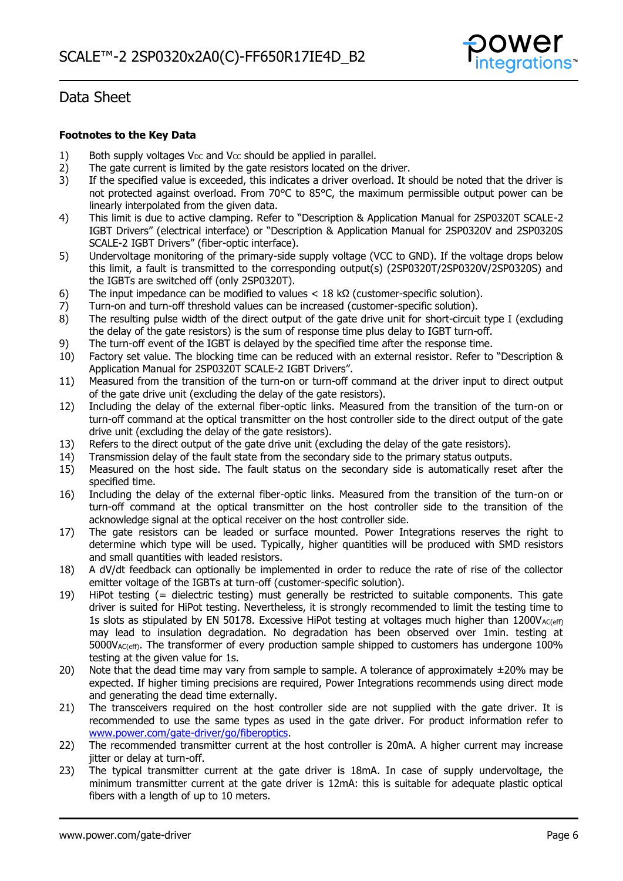**Footnotes to the Key Data**

1) Both supply voltages $V_{DC}$ and $V_{CC}$ should be applied in parallel.
2) The gate current is limited by the gate resistors located on the driver.
3) If the specified value is exceeded, this indicates a driver overload. It should be noted that the driver is not protected against overload. From 70°C to 85°C, the maximum permissible output power can be linearly interpolated from the given data.
4) This limit is due to active clamping. Refer to "Description & Application Manual for 2SP0320T SCALE-2 IGBT Drivers" (electrical interface) or "Description & Application Manual for 2SP0320V and 2SP0320S SCALE-2 IGBT Drivers" (fiber-optic interface).
5) Undervoltage monitoring of the primary-side supply voltage (VCC to GND). If the voltage drops below this limit, a fault is transmitted to the corresponding output(s) (2SP0320T/2SP0320V/2SP0320S) and the IGBTs are switched off (only 2SP0320T).
6) The input impedance can be modified to values < 18 kΩ (customer-specific solution).
7) Turn-on and turn-off threshold values can be increased (customer-specific solution).
8) The resulting pulse width of the direct output of the gate drive unit for short-circuit type I (excluding the delay of the gate resistors) is the sum of response time plus delay to IGBT turn-off.
9) The turn-off event of the IGBT is delayed by the specified time after the response time.
10) Factory set value. The blocking time can be reduced with an external resistor. Refer to "Description & Application Manual for 2SP0320T SCALE-2 IGBT Drivers".
11) Measured from the transition of the turn-on or turn-off command at the driver input to direct output of the gate drive unit (excluding the delay of the gate resistors).
12) Including the delay of the external fiber-optic links. Measured from the transition of the turn-on or turn-off command at the optical transmitter on the host controller side to the direct output of the gate drive unit (excluding the delay of the gate resistors).
13) Refers to the direct output of the gate drive unit (excluding the delay of the gate resistors).
14) Transmission delay of the fault state from the secondary side to the primary status outputs.
15) Measured on the host side. The fault status on the secondary side is automatically reset after the specified time.
16) Including the delay of the external fiber-optic links. Measured from the transition of the turn-on or turn-off command at the optical transmitter on the host controller side to the transition of the acknowledge signal at the optical receiver on the host controller side.
17) The gate resistors can be leaded or surface mounted. Power Integrations reserves the right to determine which type will be used. Typically, higher quantities will be produced with SMD resistors and small quantities with leaded resistors.
18) A dV/dt feedback can optionally be implemented in order to reduce the rate of rise of the collector emitter voltage of the IGBTs at turn-off (customer-specific solution).
19) HiPot testing (= dielectric testing) must generally be restricted to suitable components. This gate driver is suited for HiPot testing. Nevertheless, it is strongly recommended to limit the testing time to 1s slots as stipulated by EN 50178. Excessive HiPot testing at voltages much higher than $1200V_{AC(eff)}$ may lead to insulation degradation. No degradation has been observed over 1min. testing at $5000V_{AC(eff)}$. The transformer of every production sample shipped to customers has undergone 100% testing at the given value for 1s.
20) Note that the dead time may vary from sample to sample. A tolerance of approximately ±20% may be expected. If higher timing precisions are required, Power Integrations recommends using direct mode and generating the dead time externally.
21) The transceivers required on the host controller side are not supplied with the gate driver. It is recommended to use the same types as used in the gate driver. For product information refer to www.power.com/gate-driver/go/fiberoptics.
22) The recommended transmitter current at the host controller is 20mA. A higher current may increase jitter or delay at turn-off.
23) The typical transmitter current at the gate driver is 18mA. In case of supply undervoltage, the minimum transmitter current at the gate driver is 12mA: this is suitable for adequate plastic optical fibers with a length of up to 10 meters.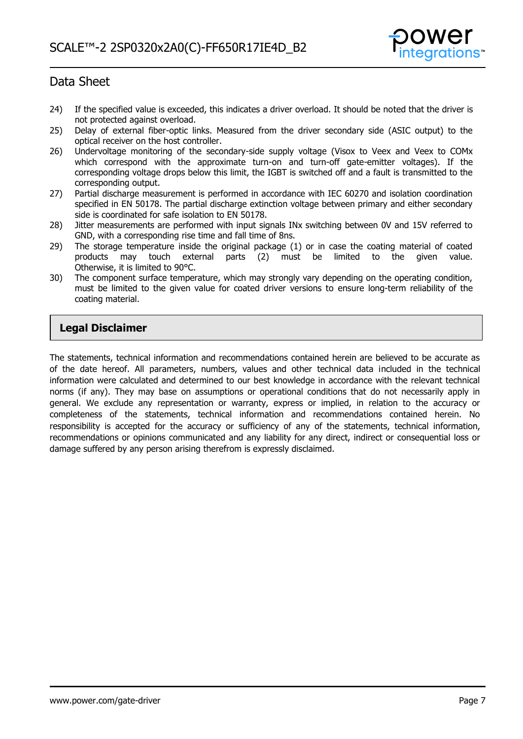24) If the specified value is exceeded, this indicates a driver overload. It should be noted that the driver is not protected against overload.
25) Delay of external fiber-optic links. Measured from the driver secondary side (ASIC output) to the optical receiver on the host controller.
26) Undervoltage monitoring of the secondary-side supply voltage (Visox to Veex and Veex to COMx which correspond with the approximate turn-on and turn-off gate-emitter voltages). If the corresponding voltage drops below this limit, the IGBT is switched off and a fault is transmitted to the corresponding output.
27) Partial discharge measurement is performed in accordance with IEC 60270 and isolation coordination specified in EN 50178. The partial discharge extinction voltage between primary and either secondary side is coordinated for safe isolation to EN 50178.
28) Jitter measurements are performed with input signals INx switching between 0V and 15V referred to GND, with a corresponding rise time and fall time of 8ns.
29) The storage temperature inside the original package (1) or in case the coating material of coated products may touch external parts (2) must be limited to the given value. Otherwise, it is limited to 90°C.
30) The component surface temperature, which may strongly vary depending on the operating condition, must be limited to the given value for coated driver versions to ensure long-term reliability of the coating material.

## Legal Disclaimer

The statements, technical information and recommendations contained herein are believed to be accurate as of the date hereof. All parameters, numbers, values and other technical data included in the technical information were calculated and determined to our best knowledge in accordance with the relevant technical norms (if any). They may base on assumptions or operational conditions that do not necessarily apply in general. We exclude any representation or warranty, express or implied, in relation to the accuracy or completeness of the statements, technical information and recommendations contained herein. No responsibility is accepted for the accuracy or sufficiency of any of the statements, technical information, recommendations or opinions communicated and any liability for any direct, indirect or consequential loss or damage suffered by any person arising therefrom is expressly disclaimed.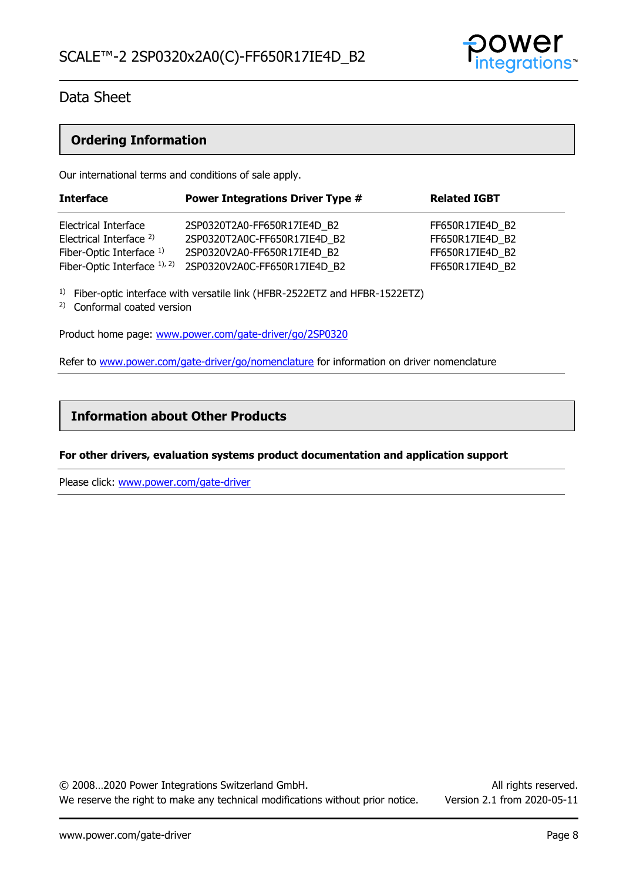## Ordering Information

Our international terms and conditions of sale apply.

| Interface | Power Integrations Driver Type # | Related IGBT |
|---|---|---|
| Electrical Interface | 2SP0320T2A0-FF650R17IE4D_B2 | FF650R17IE4D_B2 |
| Electrical Interface [2] | 2SP0320T2A0C-FF650R17IE4D_B2 | FF650R17IE4D_B2 |
| Fiber-Optic Interface [1] | 2SP0320V2A0-FF650R17IE4D_B2 | FF650R17IE4D_B2 |
| Fiber-Optic Interface [1], [2] | 2SP0320V2A0C-FF650R17IE4D_B2 | FF650R17IE4D_B2 |

[1] Fiber-optic interface with versatile link (HFBR-2522ETZ and HFBR-1522ETZ)
[2] Conformal coated version

Product home page: www.power.com/gate-driver/go/2SP0320

Refer to www.power.com/gate-driver/go/nomenclature for information on driver nomenclature

## Information about Other Products

**For other drivers, evaluation systems product documentation and application support**

Please click: www.power.com/gate-driver

© 2008…2020 Power Integrations Switzerland GmbH. All rights reserved.
We reserve the right to make any technical modifications without prior notice. Version 2.1 from 2020-05-11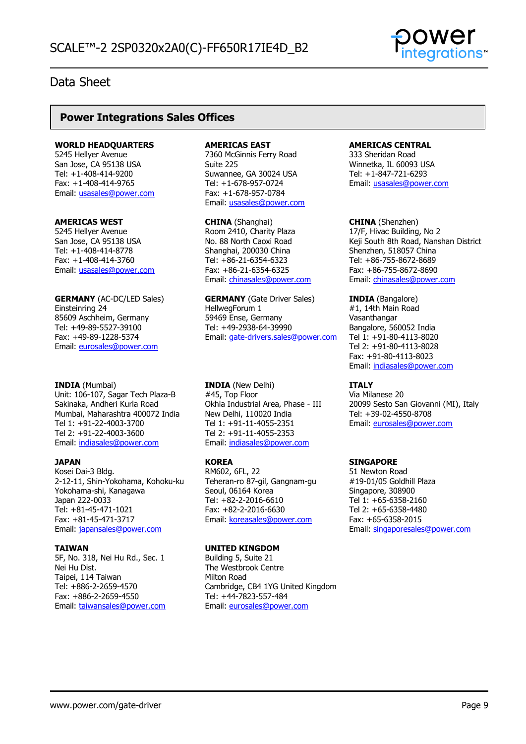## Power Integrations Sales Offices

**WORLD HEADQUARTERS**
5245 Hellyer Avenue
San Jose, CA 95138 USA
Tel: +1-408-414-9200
Fax: +1-408-414-9765
Email: usasales@power.com

**AMERICAS EAST**
7360 McGinnis Ferry Road
Suite 225
Suwannee, GA 30024 USA
Tel: +1-678-957-0724
Fax: +1-678-957-0784
Email: usasales@power.com

**AMERICAS CENTRAL**
333 Sheridan Road
Winnetka, IL 60093 USA
Tel: +1-847-721-6293
Email: usasales@power.com

**AMERICAS WEST**
5245 Hellyer Avenue
San Jose, CA 95138 USA
Tel: +1-408-414-8778
Fax: +1-408-414-3760
Email: usasales@power.com

**CHINA** (Shanghai)
Room 2410, Charity Plaza
No. 88 North Caoxi Road
Shanghai, 200030 China
Tel: +86-21-6354-6323
Fax: +86-21-6354-6325
Email: chinasales@power.com

**CHINA** (Shenzhen)
17/F, Hivac Building, No 2
Keji South 8th Road, Nanshan District
Shenzhen, 518057 China
Tel: +86-755-8672-8689
Fax: +86-755-8672-8690
Email: chinasales@power.com

**GERMANY** (AC-DC/LED Sales)
Einsteinring 24
85609 Aschheim, Germany
Tel: +49-89-5527-39100
Fax: +49-89-1228-5374
Email: eurosales@power.com

**GERMANY** (Gate Driver Sales)
HellwegForum 1
59469 Ense, Germany
Tel: +49-2938-64-39990
Email: gate-drivers.sales@power.com

**INDIA** (Bangalore)
#1, 14th Main Road
Vasanthangar
Bangalore, 560052 India
Tel 1: +91-80-4113-8020
Tel 2: +91-80-4113-8028
Fax: +91-80-4113-8023
Email: indiasales@power.com

**INDIA** (Mumbai)
Unit: 106-107, Sagar Tech Plaza-B
Sakinaka, Andheri Kurla Road
Mumbai, Maharashtra 400072 India
Tel 1: +91-22-4003-3700
Tel 2: +91-22-4003-3600
Email: indiasales@power.com

**INDIA** (New Delhi)
#45, Top Floor
Okhla Industrial Area, Phase - III
New Delhi, 110020 India
Tel 1: +91-11-4055-2351
Tel 2: +91-11-4055-2353
Email: indiasales@power.com

**ITALY**
Via Milanese 20
20099 Sesto San Giovanni (MI), Italy
Tel: +39-02-4550-8708
Email: eurosales@power.com

**JAPAN**
Kosei Dai-3 Bldg.
2-12-11, Shin-Yokohama, Kohoku-ku
Yokohama-shi, Kanagawa
Japan 222-0033
Tel: +81-45-471-1021
Fax: +81-45-471-3717
Email: japansales@power.com

**KOREA**
RM602, 6FL, 22
Teheran-ro 87-gil, Gangnam-gu
Seoul, 06164 Korea
Tel: +82-2-2016-6610
Fax: +82-2-2016-6630
Email: koreasales@power.com

**SINGAPORE**
51 Newton Road
#19-01/05 Goldhill Plaza
Singapore, 308900
Tel 1: +65-6358-2160
Tel 2: +65-6358-4480
Fax: +65-6358-2015
Email: singaporesales@power.com

**TAIWAN**
5F, No. 318, Nei Hu Rd., Sec. 1
Nei Hu Dist.
Taipei, 114 Taiwan
Tel: +886-2-2659-4570
Fax: +886-2-2659-4550
Email: taiwansales@power.com

**UNITED KINGDOM**
Building 5, Suite 21
The Westbrook Centre
Milton Road
Cambridge, CB4 1YG United Kingdom
Tel: +44-7823-557-484
Email: eurosales@power.com